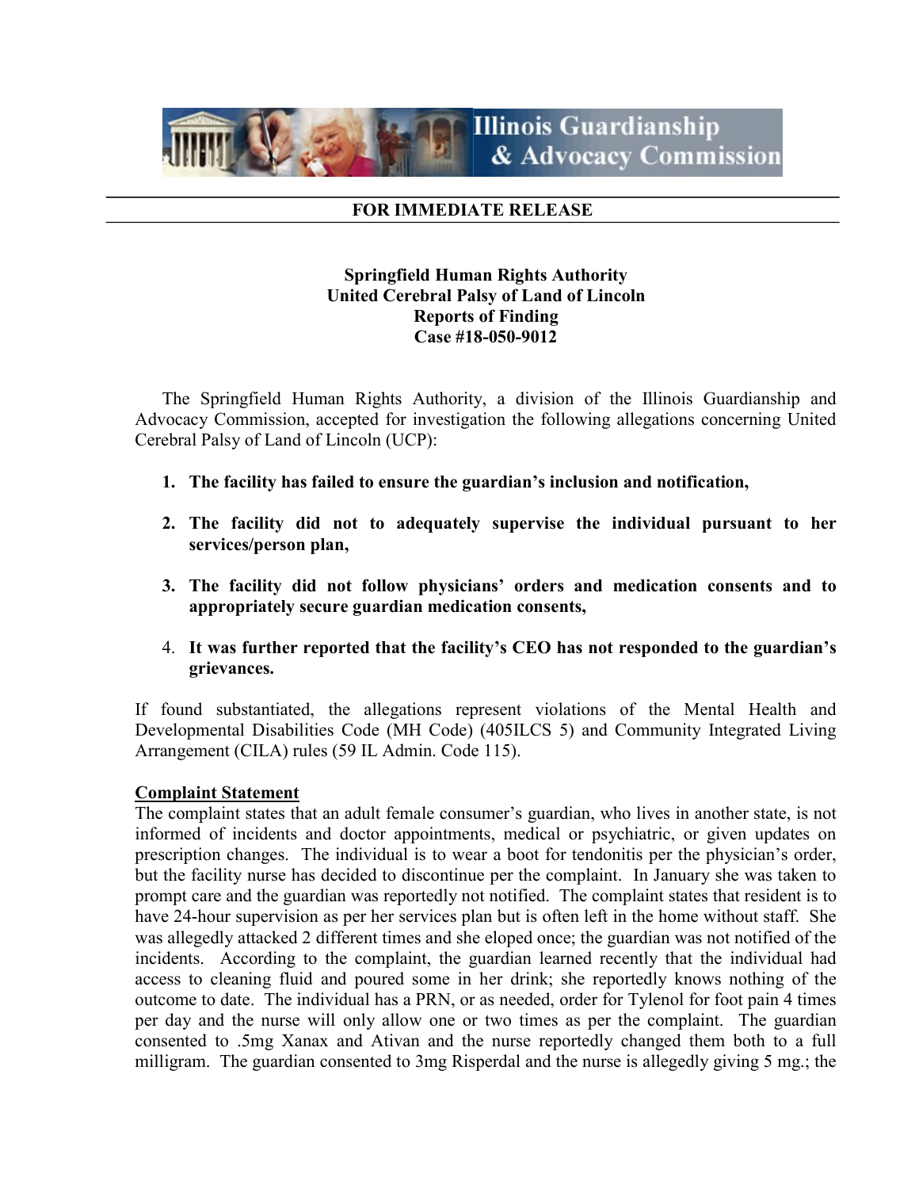Illinois Guardianship & Advocacy Commission

**FOR IMMEDIATE RELEASE**

**Springfield Human Rights Authority**
**United Cerebral Palsy of Land of Lincoln**
**Reports of Finding**
**Case #18-050-9012**

The Springfield Human Rights Authority, a division of the Illinois Guardianship and Advocacy Commission, accepted for investigation the following allegations concerning United Cerebral Palsy of Land of Lincoln (UCP):

1. **The facility has failed to ensure the guardian's inclusion and notification,**
2. **The facility did not to adequately supervise the individual pursuant to her services/person plan,**
3. **The facility did not follow physicians' orders and medication consents and to appropriately secure guardian medication consents,**
4. **It was further reported that the facility's CEO has not responded to the guardian's grievances.**

If found substantiated, the allegations represent violations of the Mental Health and Developmental Disabilities Code (MH Code) (405ILCS 5) and Community Integrated Living Arrangement (CILA) rules (59 IL Admin. Code 115).

**Complaint Statement**

The complaint states that an adult female consumer's guardian, who lives in another state, is not informed of incidents and doctor appointments, medical or psychiatric, or given updates on prescription changes. The individual is to wear a boot for tendonitis per the physician's order, but the facility nurse has decided to discontinue per the complaint. In January she was taken to prompt care and the guardian was reportedly not notified. The complaint states that resident is to have 24-hour supervision as per her services plan but is often left in the home without staff. She was allegedly attacked 2 different times and she eloped once; the guardian was not notified of the incidents. According to the complaint, the guardian learned recently that the individual had access to cleaning fluid and poured some in her drink; she reportedly knows nothing of the outcome to date. The individual has a PRN, or as needed, order for Tylenol for foot pain 4 times per day and the nurse will only allow one or two times as per the complaint. The guardian consented to .5mg Xanax and Ativan and the nurse reportedly changed them both to a full milligram. The guardian consented to 3mg Risperdal and the nurse is allegedly giving 5 mg.; the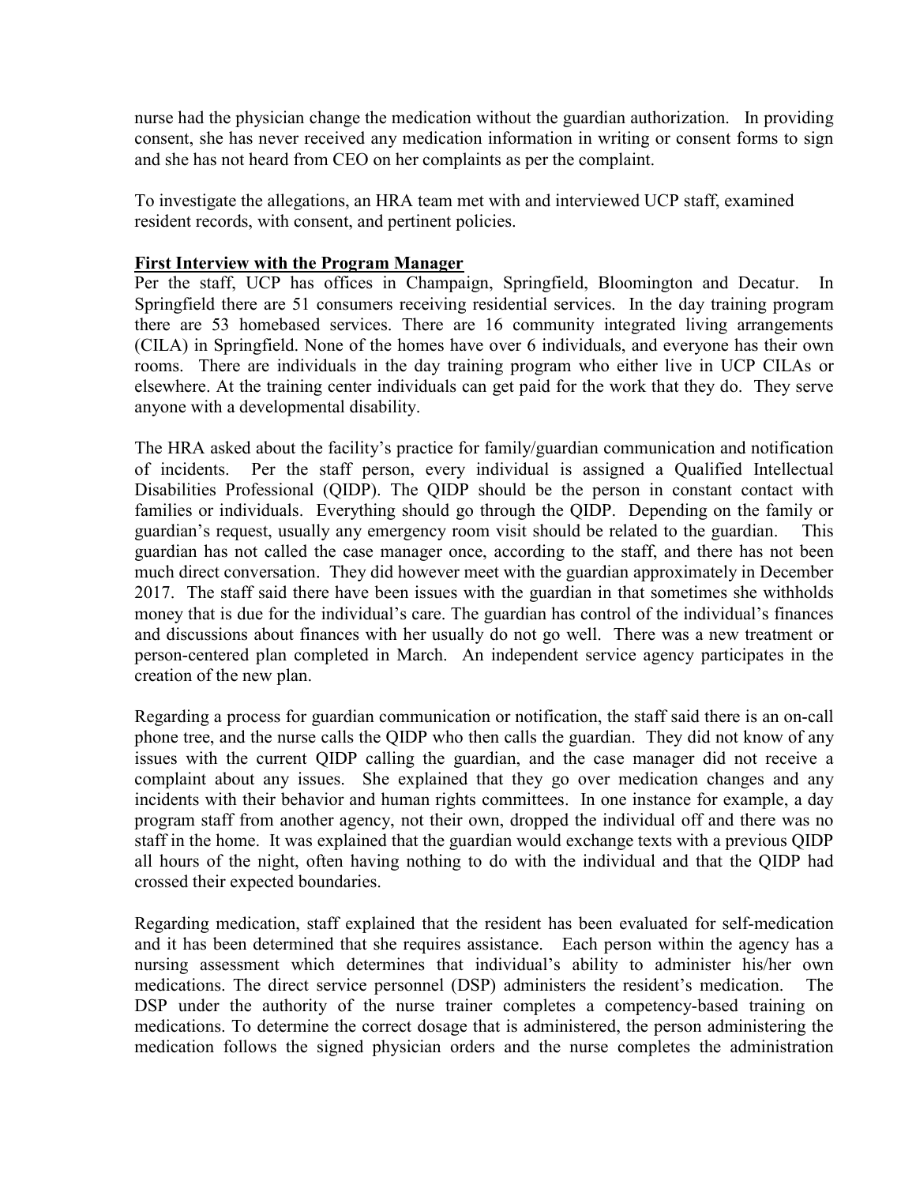nurse had the physician change the medication without the guardian authorization. In providing consent, she has never received any medication information in writing or consent forms to sign and she has not heard from CEO on her complaints as per the complaint.

To investigate the allegations, an HRA team met with and interviewed UCP staff, examined resident records, with consent, and pertinent policies.

**First Interview with the Program Manager**

Per the staff, UCP has offices in Champaign, Springfield, Bloomington and Decatur. In Springfield there are 51 consumers receiving residential services. In the day training program there are 53 homebased services. There are 16 community integrated living arrangements (CILA) in Springfield. None of the homes have over 6 individuals, and everyone has their own rooms. There are individuals in the day training program who either live in UCP CILAs or elsewhere. At the training center individuals can get paid for the work that they do. They serve anyone with a developmental disability.

The HRA asked about the facility's practice for family/guardian communication and notification of incidents. Per the staff person, every individual is assigned a Qualified Intellectual Disabilities Professional (QIDP). The QIDP should be the person in constant contact with families or individuals. Everything should go through the QIDP. Depending on the family or guardian's request, usually any emergency room visit should be related to the guardian. This guardian has not called the case manager once, according to the staff, and there has not been much direct conversation. They did however meet with the guardian approximately in December 2017. The staff said there have been issues with the guardian in that sometimes she withholds money that is due for the individual's care. The guardian has control of the individual's finances and discussions about finances with her usually do not go well. There was a new treatment or person-centered plan completed in March. An independent service agency participates in the creation of the new plan.

Regarding a process for guardian communication or notification, the staff said there is an on-call phone tree, and the nurse calls the QIDP who then calls the guardian. They did not know of any issues with the current QIDP calling the guardian, and the case manager did not receive a complaint about any issues. She explained that they go over medication changes and any incidents with their behavior and human rights committees. In one instance for example, a day program staff from another agency, not their own, dropped the individual off and there was no staff in the home. It was explained that the guardian would exchange texts with a previous QIDP all hours of the night, often having nothing to do with the individual and that the QIDP had crossed their expected boundaries.

Regarding medication, staff explained that the resident has been evaluated for self-medication and it has been determined that she requires assistance. Each person within the agency has a nursing assessment which determines that individual's ability to administer his/her own medications. The direct service personnel (DSP) administers the resident's medication. The DSP under the authority of the nurse trainer completes a competency-based training on medications. To determine the correct dosage that is administered, the person administering the medication follows the signed physician orders and the nurse completes the administration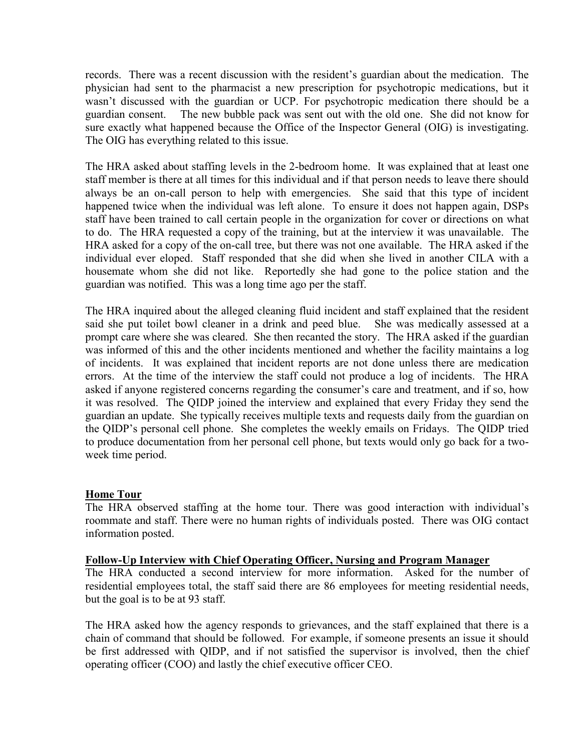records. There was a recent discussion with the resident's guardian about the medication. The physician had sent to the pharmacist a new prescription for psychotropic medications, but it wasn't discussed with the guardian or UCP. For psychotropic medication there should be a guardian consent. The new bubble pack was sent out with the old one. She did not know for sure exactly what happened because the Office of the Inspector General (OIG) is investigating. The OIG has everything related to this issue.

The HRA asked about staffing levels in the 2-bedroom home. It was explained that at least one staff member is there at all times for this individual and if that person needs to leave there should always be an on-call person to help with emergencies. She said that this type of incident happened twice when the individual was left alone. To ensure it does not happen again, DSPs staff have been trained to call certain people in the organization for cover or directions on what to do. The HRA requested a copy of the training, but at the interview it was unavailable. The HRA asked for a copy of the on-call tree, but there was not one available. The HRA asked if the individual ever eloped. Staff responded that she did when she lived in another CILA with a housemate whom she did not like. Reportedly she had gone to the police station and the guardian was notified. This was a long time ago per the staff.

The HRA inquired about the alleged cleaning fluid incident and staff explained that the resident said she put toilet bowl cleaner in a drink and peed blue. She was medically assessed at a prompt care where she was cleared. She then recanted the story. The HRA asked if the guardian was informed of this and the other incidents mentioned and whether the facility maintains a log of incidents. It was explained that incident reports are not done unless there are medication errors. At the time of the interview the staff could not produce a log of incidents. The HRA asked if anyone registered concerns regarding the consumer's care and treatment, and if so, how it was resolved. The QIDP joined the interview and explained that every Friday they send the guardian an update. She typically receives multiple texts and requests daily from the guardian on the QIDP's personal cell phone. She completes the weekly emails on Fridays. The QIDP tried to produce documentation from her personal cell phone, but texts would only go back for a two-week time period.

**Home Tour**

The HRA observed staffing at the home tour. There was good interaction with individual's roommate and staff. There were no human rights of individuals posted. There was OIG contact information posted.

**Follow-Up Interview with Chief Operating Officer, Nursing and Program Manager**

The HRA conducted a second interview for more information. Asked for the number of residential employees total, the staff said there are 86 employees for meeting residential needs, but the goal is to be at 93 staff.

The HRA asked how the agency responds to grievances, and the staff explained that there is a chain of command that should be followed. For example, if someone presents an issue it should be first addressed with QIDP, and if not satisfied the supervisor is involved, then the chief operating officer (COO) and lastly the chief executive officer CEO.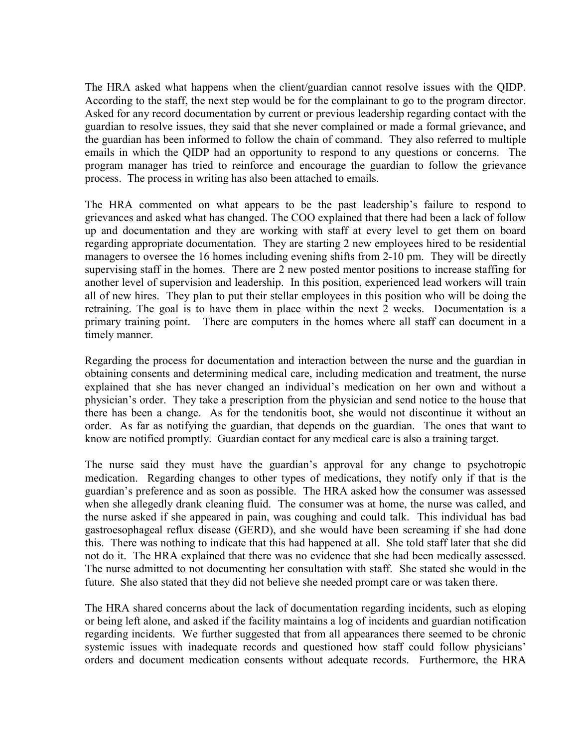The HRA asked what happens when the client/guardian cannot resolve issues with the QIDP. According to the staff, the next step would be for the complainant to go to the program director. Asked for any record documentation by current or previous leadership regarding contact with the guardian to resolve issues, they said that she never complained or made a formal grievance, and the guardian has been informed to follow the chain of command. They also referred to multiple emails in which the QIDP had an opportunity to respond to any questions or concerns. The program manager has tried to reinforce and encourage the guardian to follow the grievance process. The process in writing has also been attached to emails.

The HRA commented on what appears to be the past leadership's failure to respond to grievances and asked what has changed. The COO explained that there had been a lack of follow up and documentation and they are working with staff at every level to get them on board regarding appropriate documentation. They are starting 2 new employees hired to be residential managers to oversee the 16 homes including evening shifts from 2-10 pm. They will be directly supervising staff in the homes. There are 2 new posted mentor positions to increase staffing for another level of supervision and leadership. In this position, experienced lead workers will train all of new hires. They plan to put their stellar employees in this position who will be doing the retraining. The goal is to have them in place within the next 2 weeks. Documentation is a primary training point. There are computers in the homes where all staff can document in a timely manner.

Regarding the process for documentation and interaction between the nurse and the guardian in obtaining consents and determining medical care, including medication and treatment, the nurse explained that she has never changed an individual's medication on her own and without a physician's order. They take a prescription from the physician and send notice to the house that there has been a change. As for the tendonitis boot, she would not discontinue it without an order. As far as notifying the guardian, that depends on the guardian. The ones that want to know are notified promptly. Guardian contact for any medical care is also a training target.

The nurse said they must have the guardian's approval for any change to psychotropic medication. Regarding changes to other types of medications, they notify only if that is the guardian's preference and as soon as possible. The HRA asked how the consumer was assessed when she allegedly drank cleaning fluid. The consumer was at home, the nurse was called, and the nurse asked if she appeared in pain, was coughing and could talk. This individual has bad gastroesophageal reflux disease (GERD), and she would have been screaming if she had done this. There was nothing to indicate that this had happened at all. She told staff later that she did not do it. The HRA explained that there was no evidence that she had been medically assessed. The nurse admitted to not documenting her consultation with staff. She stated she would in the future. She also stated that they did not believe she needed prompt care or was taken there.

The HRA shared concerns about the lack of documentation regarding incidents, such as eloping or being left alone, and asked if the facility maintains a log of incidents and guardian notification regarding incidents. We further suggested that from all appearances there seemed to be chronic systemic issues with inadequate records and questioned how staff could follow physicians' orders and document medication consents without adequate records. Furthermore, the HRA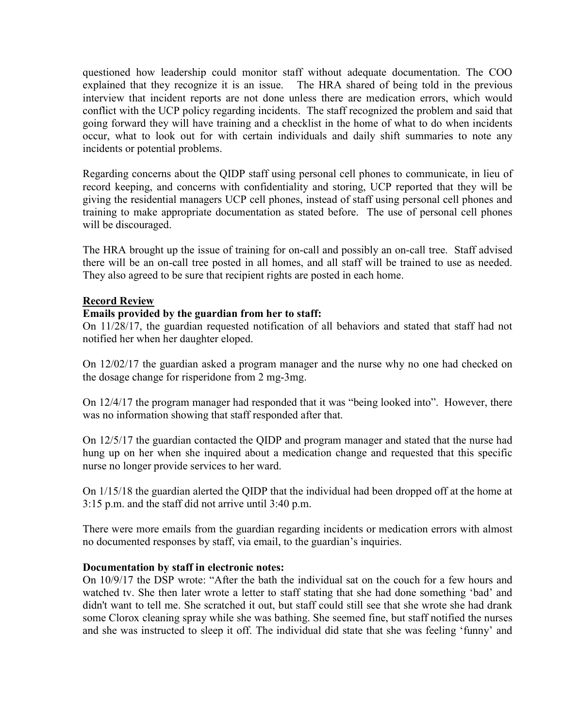questioned how leadership could monitor staff without adequate documentation. The COO explained that they recognize it is an issue. The HRA shared of being told in the previous interview that incident reports are not done unless there are medication errors, which would conflict with the UCP policy regarding incidents. The staff recognized the problem and said that going forward they will have training and a checklist in the home of what to do when incidents occur, what to look out for with certain individuals and daily shift summaries to note any incidents or potential problems.

Regarding concerns about the QIDP staff using personal cell phones to communicate, in lieu of record keeping, and concerns with confidentiality and storing, UCP reported that they will be giving the residential managers UCP cell phones, instead of staff using personal cell phones and training to make appropriate documentation as stated before. The use of personal cell phones will be discouraged.

The HRA brought up the issue of training for on-call and possibly an on-call tree. Staff advised there will be an on-call tree posted in all homes, and all staff will be trained to use as needed. They also agreed to be sure that recipient rights are posted in each home.

**Record Review**

**Emails provided by the guardian from her to staff:**

On 11/28/17, the guardian requested notification of all behaviors and stated that staff had not notified her when her daughter eloped.

On 12/02/17 the guardian asked a program manager and the nurse why no one had checked on the dosage change for risperidone from 2 mg-3mg.

On 12/4/17 the program manager had responded that it was "being looked into". However, there was no information showing that staff responded after that.

On 12/5/17 the guardian contacted the QIDP and program manager and stated that the nurse had hung up on her when she inquired about a medication change and requested that this specific nurse no longer provide services to her ward.

On 1/15/18 the guardian alerted the QIDP that the individual had been dropped off at the home at 3:15 p.m. and the staff did not arrive until 3:40 p.m.

There were more emails from the guardian regarding incidents or medication errors with almost no documented responses by staff, via email, to the guardian's inquiries.

**Documentation by staff in electronic notes:**

On 10/9/17 the DSP wrote: "After the bath the individual sat on the couch for a few hours and watched tv. She then later wrote a letter to staff stating that she had done something 'bad' and didn't want to tell me. She scratched it out, but staff could still see that she wrote she had drank some Clorox cleaning spray while she was bathing. She seemed fine, but staff notified the nurses and she was instructed to sleep it off. The individual did state that she was feeling 'funny' and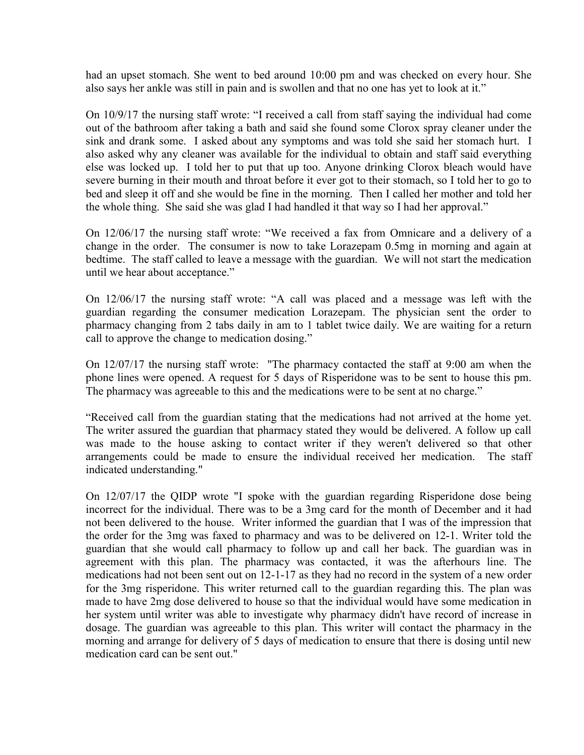had an upset stomach. She went to bed around 10:00 pm and was checked on every hour. She also says her ankle was still in pain and is swollen and that no one has yet to look at it."

On 10/9/17 the nursing staff wrote: "I received a call from staff saying the individual had come out of the bathroom after taking a bath and said she found some Clorox spray cleaner under the sink and drank some. I asked about any symptoms and was told she said her stomach hurt. I also asked why any cleaner was available for the individual to obtain and staff said everything else was locked up. I told her to put that up too. Anyone drinking Clorox bleach would have severe burning in their mouth and throat before it ever got to their stomach, so I told her to go to bed and sleep it off and she would be fine in the morning. Then I called her mother and told her the whole thing. She said she was glad I had handled it that way so I had her approval."

On 12/06/17 the nursing staff wrote: "We received a fax from Omnicare and a delivery of a change in the order. The consumer is now to take Lorazepam 0.5mg in morning and again at bedtime. The staff called to leave a message with the guardian. We will not start the medication until we hear about acceptance."

On 12/06/17 the nursing staff wrote: "A call was placed and a message was left with the guardian regarding the consumer medication Lorazepam. The physician sent the order to pharmacy changing from 2 tabs daily in am to 1 tablet twice daily. We are waiting for a return call to approve the change to medication dosing."

On 12/07/17 the nursing staff wrote: "The pharmacy contacted the staff at 9:00 am when the phone lines were opened. A request for 5 days of Risperidone was to be sent to house this pm. The pharmacy was agreeable to this and the medications were to be sent at no charge."

"Received call from the guardian stating that the medications had not arrived at the home yet. The writer assured the guardian that pharmacy stated they would be delivered. A follow up call was made to the house asking to contact writer if they weren't delivered so that other arrangements could be made to ensure the individual received her medication. The staff indicated understanding."

On 12/07/17 the QIDP wrote "I spoke with the guardian regarding Risperidone dose being incorrect for the individual. There was to be a 3mg card for the month of December and it had not been delivered to the house. Writer informed the guardian that I was of the impression that the order for the 3mg was faxed to pharmacy and was to be delivered on 12-1. Writer told the guardian that she would call pharmacy to follow up and call her back. The guardian was in agreement with this plan. The pharmacy was contacted, it was the afterhours line. The medications had not been sent out on 12-1-17 as they had no record in the system of a new order for the 3mg risperidone. This writer returned call to the guardian regarding this. The plan was made to have 2mg dose delivered to house so that the individual would have some medication in her system until writer was able to investigate why pharmacy didn't have record of increase in dosage. The guardian was agreeable to this plan. This writer will contact the pharmacy in the morning and arrange for delivery of 5 days of medication to ensure that there is dosing until new medication card can be sent out."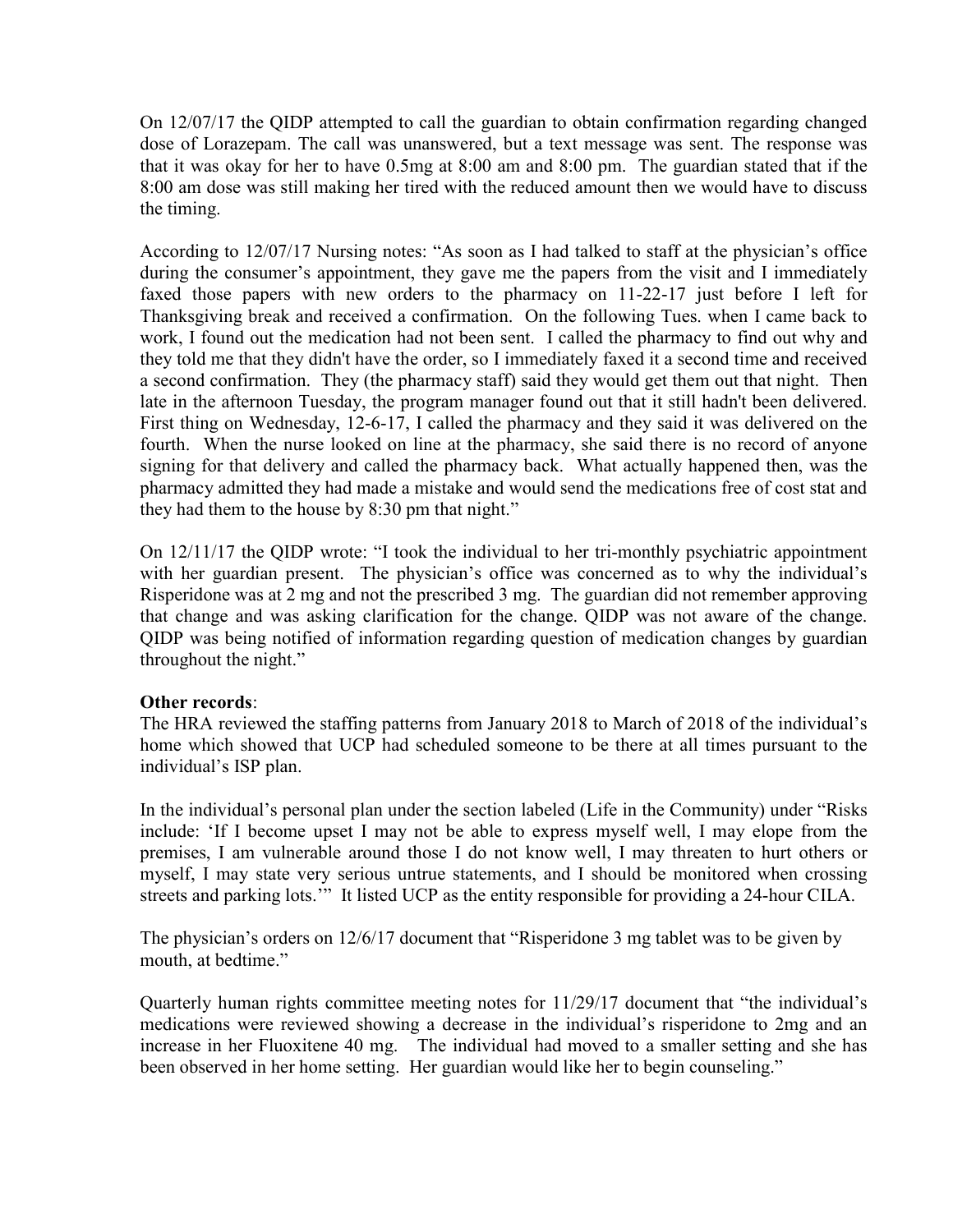On 12/07/17 the QIDP attempted to call the guardian to obtain confirmation regarding changed dose of Lorazepam. The call was unanswered, but a text message was sent. The response was that it was okay for her to have 0.5mg at 8:00 am and 8:00 pm. The guardian stated that if the 8:00 am dose was still making her tired with the reduced amount then we would have to discuss the timing.

According to 12/07/17 Nursing notes: "As soon as I had talked to staff at the physician's office during the consumer's appointment, they gave me the papers from the visit and I immediately faxed those papers with new orders to the pharmacy on 11-22-17 just before I left for Thanksgiving break and received a confirmation. On the following Tues. when I came back to work, I found out the medication had not been sent. I called the pharmacy to find out why and they told me that they didn't have the order, so I immediately faxed it a second time and received a second confirmation. They (the pharmacy staff) said they would get them out that night. Then late in the afternoon Tuesday, the program manager found out that it still hadn't been delivered. First thing on Wednesday, 12-6-17, I called the pharmacy and they said it was delivered on the fourth. When the nurse looked on line at the pharmacy, she said there is no record of anyone signing for that delivery and called the pharmacy back. What actually happened then, was the pharmacy admitted they had made a mistake and would send the medications free of cost stat and they had them to the house by 8:30 pm that night."

On 12/11/17 the QIDP wrote: "I took the individual to her tri-monthly psychiatric appointment with her guardian present. The physician's office was concerned as to why the individual's Risperidone was at 2 mg and not the prescribed 3 mg. The guardian did not remember approving that change and was asking clarification for the change. QIDP was not aware of the change. QIDP was being notified of information regarding question of medication changes by guardian throughout the night."

**Other records**:
The HRA reviewed the staffing patterns from January 2018 to March of 2018 of the individual's home which showed that UCP had scheduled someone to be there at all times pursuant to the individual's ISP plan.

In the individual's personal plan under the section labeled (Life in the Community) under "Risks include: 'If I become upset I may not be able to express myself well, I may elope from the premises, I am vulnerable around those I do not know well, I may threaten to hurt others or myself, I may state very serious untrue statements, and I should be monitored when crossing streets and parking lots.'" It listed UCP as the entity responsible for providing a 24-hour CILA.

The physician's orders on 12/6/17 document that "Risperidone 3 mg tablet was to be given by mouth, at bedtime."

Quarterly human rights committee meeting notes for 11/29/17 document that "the individual's medications were reviewed showing a decrease in the individual's risperidone to 2mg and an increase in her Fluoxitene 40 mg. The individual had moved to a smaller setting and she has been observed in her home setting. Her guardian would like her to begin counseling."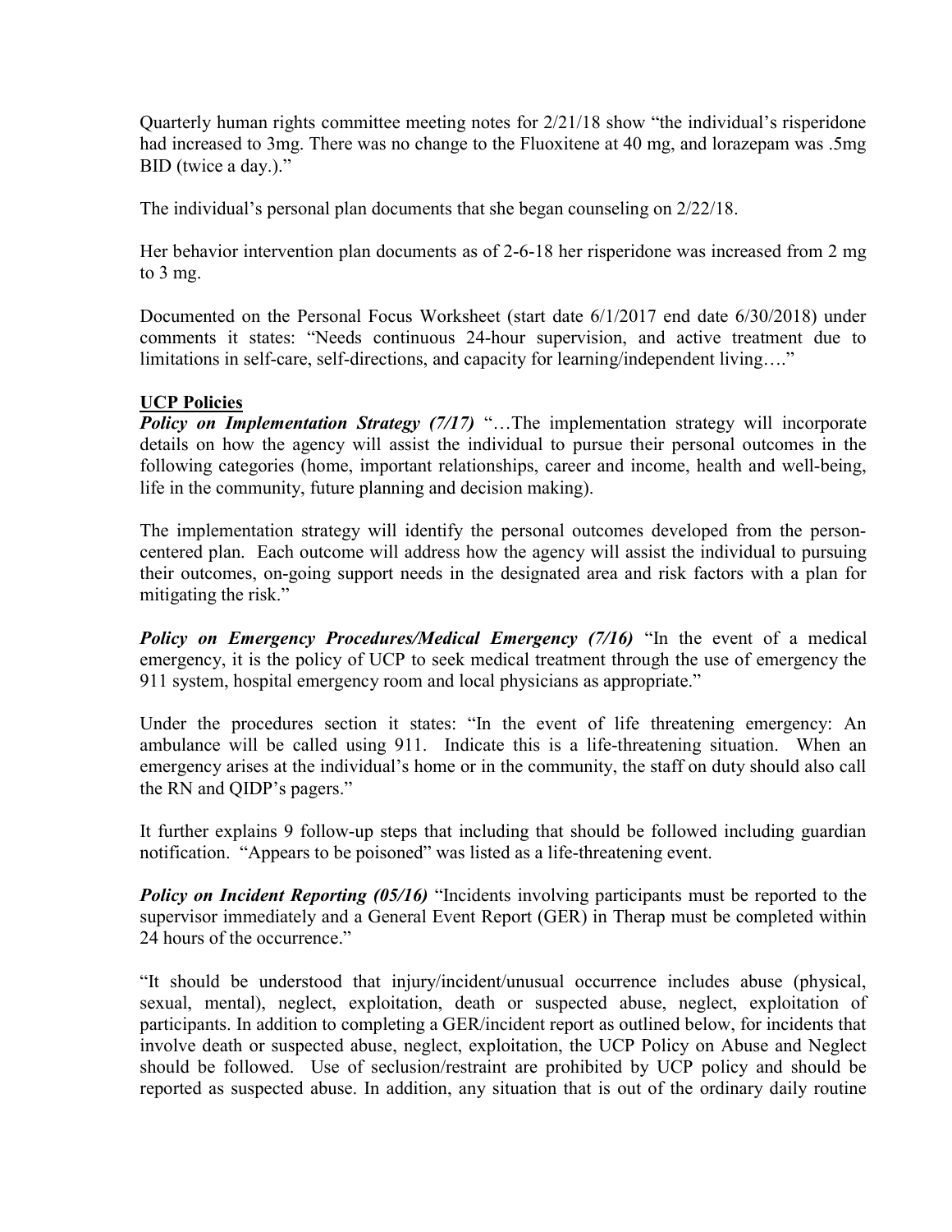Quarterly human rights committee meeting notes for 2/21/18 show "the individual's risperidone had increased to 3mg. There was no change to the Fluoxitene at 40 mg, and lorazepam was .5mg BID (twice a day.)."

The individual's personal plan documents that she began counseling on 2/22/18.

Her behavior intervention plan documents as of 2-6-18 her risperidone was increased from 2 mg to 3 mg.

Documented on the Personal Focus Worksheet (start date 6/1/2017 end date 6/30/2018) under comments it states: "Needs continuous 24-hour supervision, and active treatment due to limitations in self-care, self-directions, and capacity for learning/independent living…."

**UCP Policies**

***Policy on Implementation Strategy (7/17)*** "…The implementation strategy will incorporate details on how the agency will assist the individual to pursue their personal outcomes in the following categories (home, important relationships, career and income, health and well-being, life in the community, future planning and decision making).

The implementation strategy will identify the personal outcomes developed from the person-centered plan. Each outcome will address how the agency will assist the individual to pursuing their outcomes, on-going support needs in the designated area and risk factors with a plan for mitigating the risk."

***Policy on Emergency Procedures/Medical Emergency (7/16)*** "In the event of a medical emergency, it is the policy of UCP to seek medical treatment through the use of emergency the 911 system, hospital emergency room and local physicians as appropriate."

Under the procedures section it states: "In the event of life threatening emergency: An ambulance will be called using 911. Indicate this is a life-threatening situation. When an emergency arises at the individual's home or in the community, the staff on duty should also call the RN and QIDP's pagers."

It further explains 9 follow-up steps that including that should be followed including guardian notification. "Appears to be poisoned" was listed as a life-threatening event.

***Policy on Incident Reporting (05/16)*** "Incidents involving participants must be reported to the supervisor immediately and a General Event Report (GER) in Therap must be completed within 24 hours of the occurrence."

"It should be understood that injury/incident/unusual occurrence includes abuse (physical, sexual, mental), neglect, exploitation, death or suspected abuse, neglect, exploitation of participants. In addition to completing a GER/incident report as outlined below, for incidents that involve death or suspected abuse, neglect, exploitation, the UCP Policy on Abuse and Neglect should be followed. Use of seclusion/restraint are prohibited by UCP policy and should be reported as suspected abuse. In addition, any situation that is out of the ordinary daily routine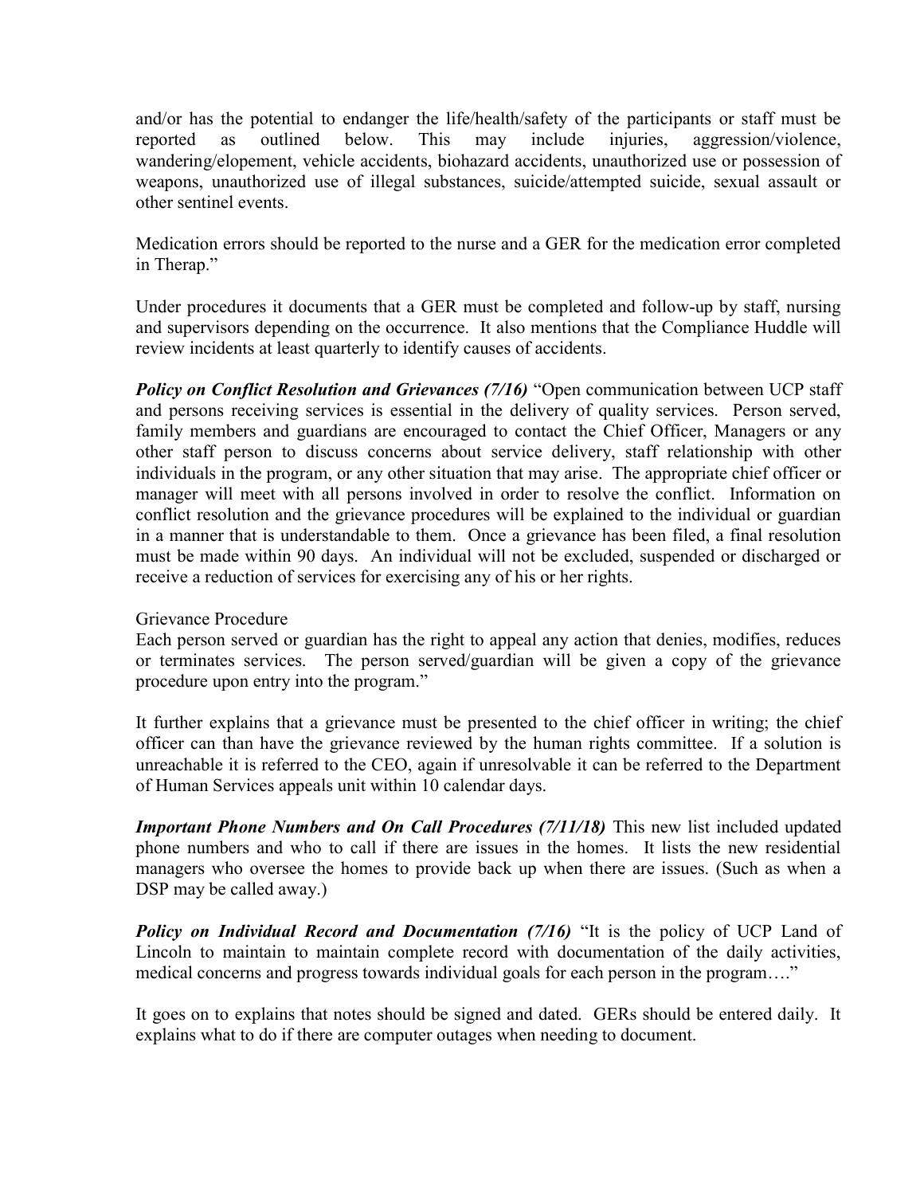and/or has the potential to endanger the life/health/safety of the participants or staff must be reported as outlined below. This may include injuries, aggression/violence, wandering/elopement, vehicle accidents, biohazard accidents, unauthorized use or possession of weapons, unauthorized use of illegal substances, suicide/attempted suicide, sexual assault or other sentinel events.

Medication errors should be reported to the nurse and a GER for the medication error completed in Therap."

Under procedures it documents that a GER must be completed and follow-up by staff, nursing and supervisors depending on the occurrence. It also mentions that the Compliance Huddle will review incidents at least quarterly to identify causes of accidents.

***Policy on Conflict Resolution and Grievances (7/16)*** "Open communication between UCP staff and persons receiving services is essential in the delivery of quality services. Person served, family members and guardians are encouraged to contact the Chief Officer, Managers or any other staff person to discuss concerns about service delivery, staff relationship with other individuals in the program, or any other situation that may arise. The appropriate chief officer or manager will meet with all persons involved in order to resolve the conflict. Information on conflict resolution and the grievance procedures will be explained to the individual or guardian in a manner that is understandable to them. Once a grievance has been filed, a final resolution must be made within 90 days. An individual will not be excluded, suspended or discharged or receive a reduction of services for exercising any of his or her rights.

Grievance Procedure
Each person served or guardian has the right to appeal any action that denies, modifies, reduces or terminates services. The person served/guardian will be given a copy of the grievance procedure upon entry into the program."

It further explains that a grievance must be presented to the chief officer in writing; the chief officer can than have the grievance reviewed by the human rights committee. If a solution is unreachable it is referred to the CEO, again if unresolvable it can be referred to the Department of Human Services appeals unit within 10 calendar days.

***Important Phone Numbers and On Call Procedures (7/11/18)*** This new list included updated phone numbers and who to call if there are issues in the homes. It lists the new residential managers who oversee the homes to provide back up when there are issues. (Such as when a DSP may be called away.)

***Policy on Individual Record and Documentation (7/16)*** "It is the policy of UCP Land of Lincoln to maintain to maintain complete record with documentation of the daily activities, medical concerns and progress towards individual goals for each person in the program…."

It goes on to explains that notes should be signed and dated. GERs should be entered daily. It explains what to do if there are computer outages when needing to document.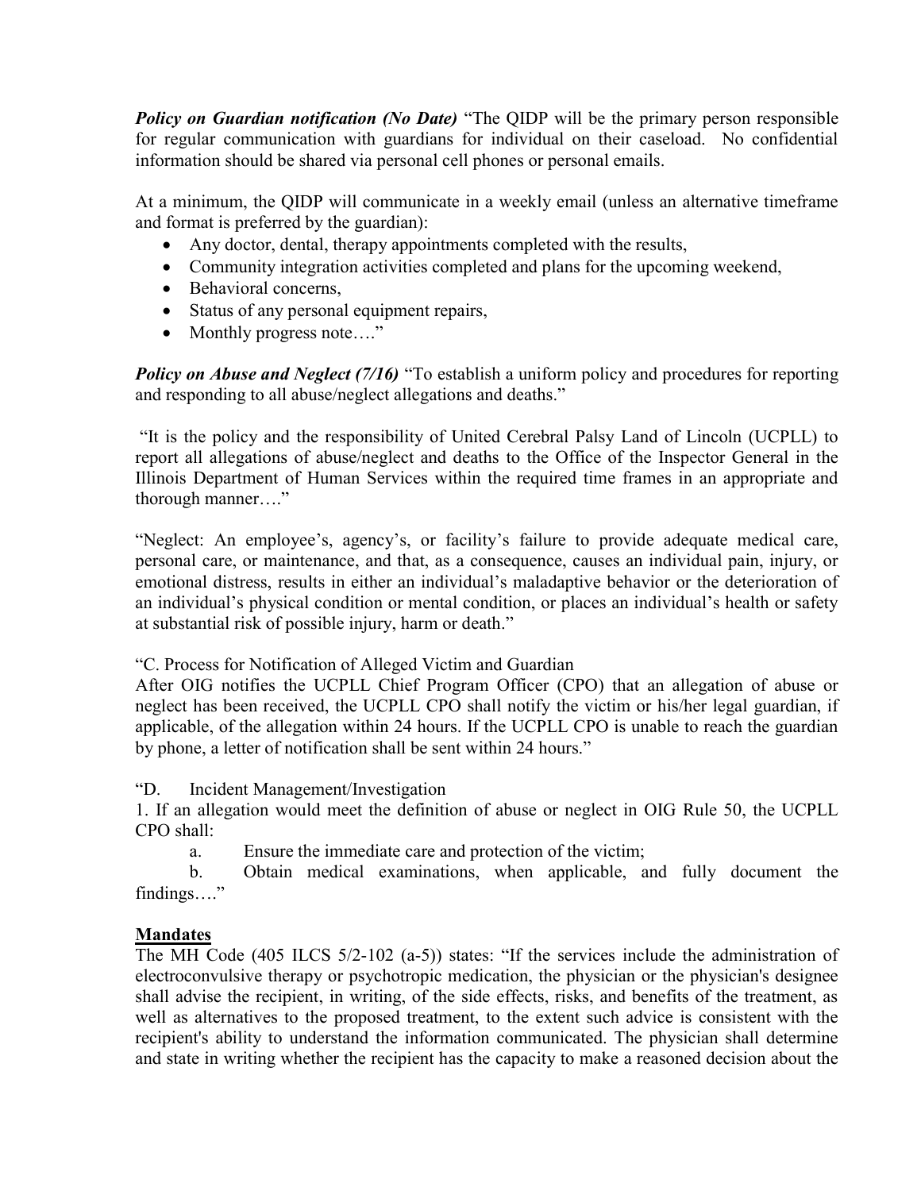***Policy on Guardian notification (No Date)*** "The QIDP will be the primary person responsible for regular communication with guardians for individual on their caseload. No confidential information should be shared via personal cell phones or personal emails.

At a minimum, the QIDP will communicate in a weekly email (unless an alternative timeframe and format is preferred by the guardian):

- Any doctor, dental, therapy appointments completed with the results,
- Community integration activities completed and plans for the upcoming weekend,
- Behavioral concerns,
- Status of any personal equipment repairs,
- Monthly progress note…."

***Policy on Abuse and Neglect (7/16)*** "To establish a uniform policy and procedures for reporting and responding to all abuse/neglect allegations and deaths."

"It is the policy and the responsibility of United Cerebral Palsy Land of Lincoln (UCPLL) to report all allegations of abuse/neglect and deaths to the Office of the Inspector General in the Illinois Department of Human Services within the required time frames in an appropriate and thorough manner…."

"Neglect: An employee's, agency's, or facility's failure to provide adequate medical care, personal care, or maintenance, and that, as a consequence, causes an individual pain, injury, or emotional distress, results in either an individual's maladaptive behavior or the deterioration of an individual's physical condition or mental condition, or places an individual's health or safety at substantial risk of possible injury, harm or death."

"C. Process for Notification of Alleged Victim and Guardian
After OIG notifies the UCPLL Chief Program Officer (CPO) that an allegation of abuse or neglect has been received, the UCPLL CPO shall notify the victim or his/her legal guardian, if applicable, of the allegation within 24 hours. If the UCPLL CPO is unable to reach the guardian by phone, a letter of notification shall be sent within 24 hours."

"D. Incident Management/Investigation
1. If an allegation would meet the definition of abuse or neglect in OIG Rule 50, the UCPLL CPO shall:

a. Ensure the immediate care and protection of the victim;

b. Obtain medical examinations, when applicable, and fully document the findings…."

**Mandates**

The MH Code (405 ILCS 5/2-102 (a-5)) states: "If the services include the administration of electroconvulsive therapy or psychotropic medication, the physician or the physician's designee shall advise the recipient, in writing, of the side effects, risks, and benefits of the treatment, as well as alternatives to the proposed treatment, to the extent such advice is consistent with the recipient's ability to understand the information communicated. The physician shall determine and state in writing whether the recipient has the capacity to make a reasoned decision about the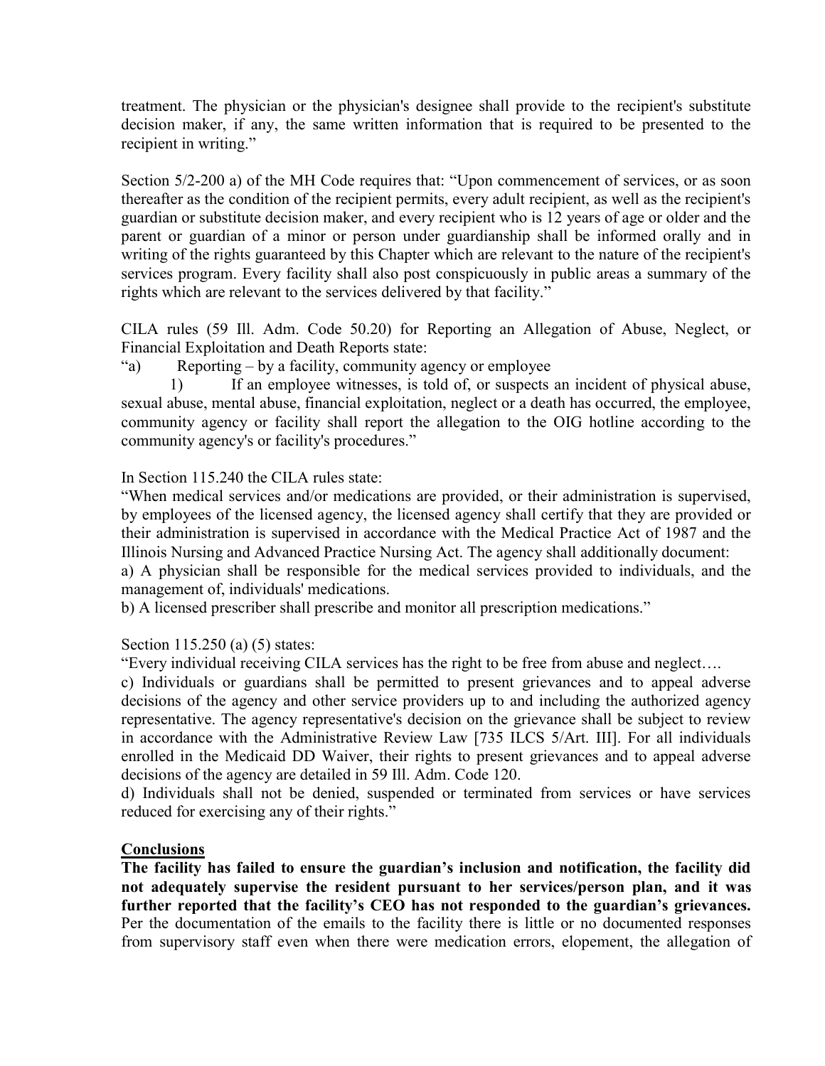treatment. The physician or the physician's designee shall provide to the recipient's substitute decision maker, if any, the same written information that is required to be presented to the recipient in writing."

Section 5/2-200 a) of the MH Code requires that: "Upon commencement of services, or as soon thereafter as the condition of the recipient permits, every adult recipient, as well as the recipient's guardian or substitute decision maker, and every recipient who is 12 years of age or older and the parent or guardian of a minor or person under guardianship shall be informed orally and in writing of the rights guaranteed by this Chapter which are relevant to the nature of the recipient's services program. Every facility shall also post conspicuously in public areas a summary of the rights which are relevant to the services delivered by that facility."

CILA rules (59 Ill. Adm. Code 50.20) for Reporting an Allegation of Abuse, Neglect, or Financial Exploitation and Death Reports state:

"a) Reporting – by a facility, community agency or employee

1) If an employee witnesses, is told of, or suspects an incident of physical abuse, sexual abuse, mental abuse, financial exploitation, neglect or a death has occurred, the employee, community agency or facility shall report the allegation to the OIG hotline according to the community agency's or facility's procedures."

In Section 115.240 the CILA rules state:

"When medical services and/or medications are provided, or their administration is supervised, by employees of the licensed agency, the licensed agency shall certify that they are provided or their administration is supervised in accordance with the Medical Practice Act of 1987 and the Illinois Nursing and Advanced Practice Nursing Act. The agency shall additionally document:

a) A physician shall be responsible for the medical services provided to individuals, and the management of, individuals' medications.

b) A licensed prescriber shall prescribe and monitor all prescription medications."

Section 115.250 (a) (5) states:

"Every individual receiving CILA services has the right to be free from abuse and neglect….

c) Individuals or guardians shall be permitted to present grievances and to appeal adverse decisions of the agency and other service providers up to and including the authorized agency representative. The agency representative's decision on the grievance shall be subject to review in accordance with the Administrative Review Law [735 ILCS 5/Art. III]. For all individuals enrolled in the Medicaid DD Waiver, their rights to present grievances and to appeal adverse decisions of the agency are detailed in 59 Ill. Adm. Code 120.

d) Individuals shall not be denied, suspended or terminated from services or have services reduced for exercising any of their rights."

## Conclusions

**The facility has failed to ensure the guardian's inclusion and notification, the facility did not adequately supervise the resident pursuant to her services/person plan, and it was further reported that the facility's CEO has not responded to the guardian's grievances.** Per the documentation of the emails to the facility there is little or no documented responses from supervisory staff even when there were medication errors, elopement, the allegation of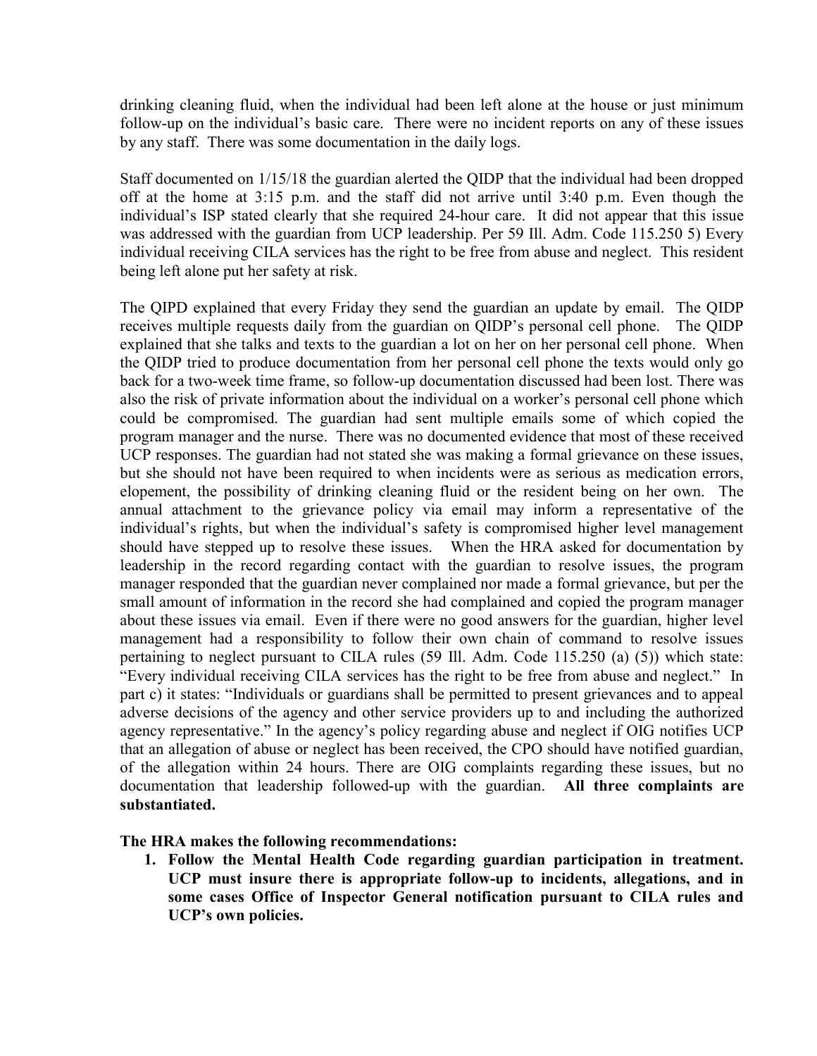drinking cleaning fluid, when the individual had been left alone at the house or just minimum follow-up on the individual's basic care. There were no incident reports on any of these issues by any staff. There was some documentation in the daily logs.

Staff documented on 1/15/18 the guardian alerted the QIDP that the individual had been dropped off at the home at 3:15 p.m. and the staff did not arrive until 3:40 p.m. Even though the individual's ISP stated clearly that she required 24-hour care. It did not appear that this issue was addressed with the guardian from UCP leadership. Per 59 Ill. Adm. Code 115.250 5) Every individual receiving CILA services has the right to be free from abuse and neglect. This resident being left alone put her safety at risk.

The QIPD explained that every Friday they send the guardian an update by email. The QIDP receives multiple requests daily from the guardian on QIDP's personal cell phone. The QIDP explained that she talks and texts to the guardian a lot on her on her personal cell phone. When the QIDP tried to produce documentation from her personal cell phone the texts would only go back for a two-week time frame, so follow-up documentation discussed had been lost. There was also the risk of private information about the individual on a worker's personal cell phone which could be compromised. The guardian had sent multiple emails some of which copied the program manager and the nurse. There was no documented evidence that most of these received UCP responses. The guardian had not stated she was making a formal grievance on these issues, but she should not have been required to when incidents were as serious as medication errors, elopement, the possibility of drinking cleaning fluid or the resident being on her own. The annual attachment to the grievance policy via email may inform a representative of the individual's rights, but when the individual's safety is compromised higher level management should have stepped up to resolve these issues. When the HRA asked for documentation by leadership in the record regarding contact with the guardian to resolve issues, the program manager responded that the guardian never complained nor made a formal grievance, but per the small amount of information in the record she had complained and copied the program manager about these issues via email. Even if there were no good answers for the guardian, higher level management had a responsibility to follow their own chain of command to resolve issues pertaining to neglect pursuant to CILA rules (59 Ill. Adm. Code 115.250 (a) (5)) which state: "Every individual receiving CILA services has the right to be free from abuse and neglect." In part c) it states: "Individuals or guardians shall be permitted to present grievances and to appeal adverse decisions of the agency and other service providers up to and including the authorized agency representative." In the agency's policy regarding abuse and neglect if OIG notifies UCP that an allegation of abuse or neglect has been received, the CPO should have notified guardian, of the allegation within 24 hours. There are OIG complaints regarding these issues, but no documentation that leadership followed-up with the guardian. **All three complaints are substantiated.**

**The HRA makes the following recommendations:**

1. **Follow the Mental Health Code regarding guardian participation in treatment. UCP must insure there is appropriate follow-up to incidents, allegations, and in some cases Office of Inspector General notification pursuant to CILA rules and UCP's own policies.**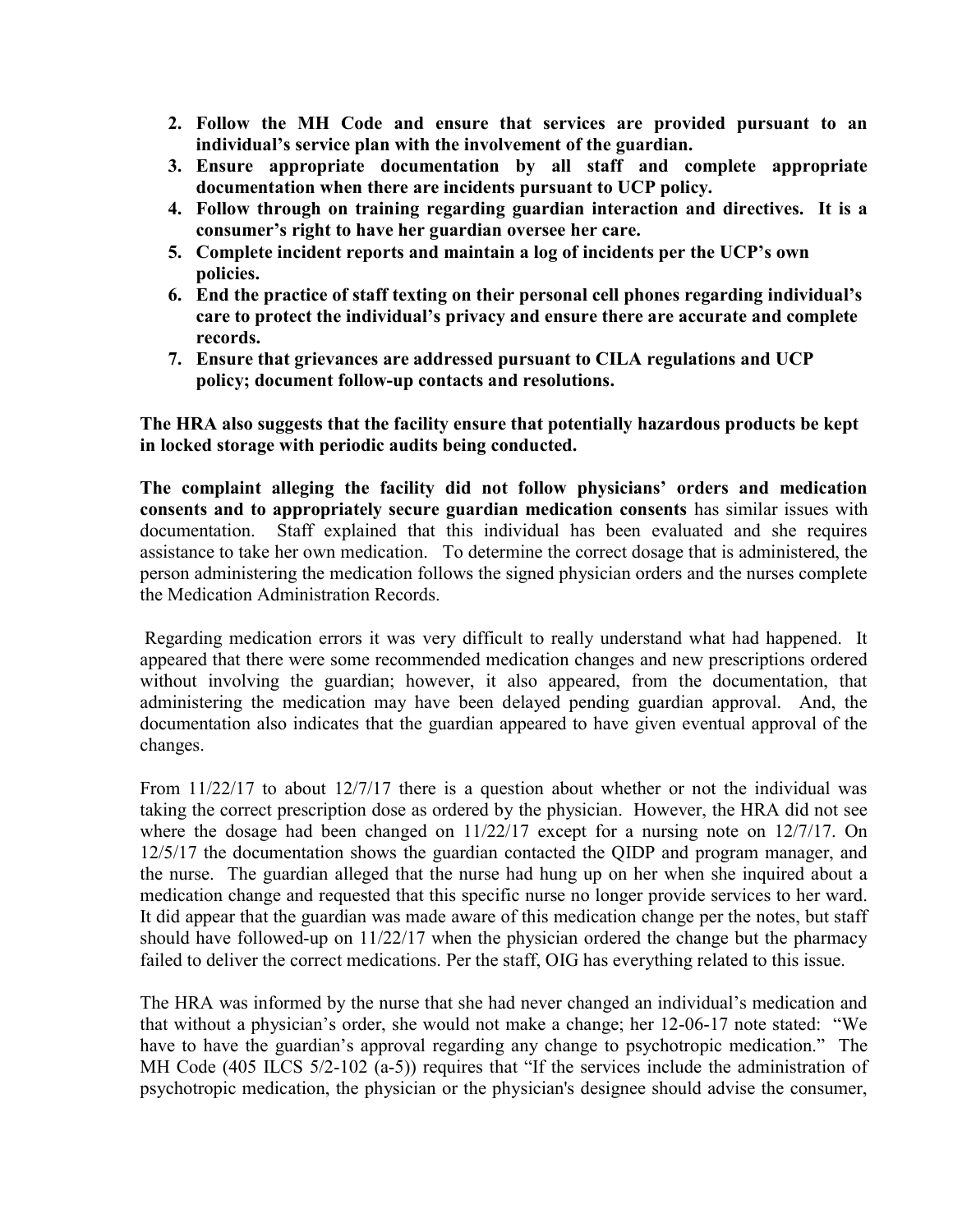2. **Follow the MH Code and ensure that services are provided pursuant to an individual's service plan with the involvement of the guardian.**
3. **Ensure appropriate documentation by all staff and complete appropriate documentation when there are incidents pursuant to UCP policy.**
4. **Follow through on training regarding guardian interaction and directives. It is a consumer's right to have her guardian oversee her care.**
5. **Complete incident reports and maintain a log of incidents per the UCP's own policies.**
6. **End the practice of staff texting on their personal cell phones regarding individual's care to protect the individual's privacy and ensure there are accurate and complete records.**
7. **Ensure that grievances are addressed pursuant to CILA regulations and UCP policy; document follow-up contacts and resolutions.**

**The HRA also suggests that the facility ensure that potentially hazardous products be kept in locked storage with periodic audits being conducted.**

**The complaint alleging the facility did not follow physicians' orders and medication consents and to appropriately secure guardian medication consents** has similar issues with documentation. Staff explained that this individual has been evaluated and she requires assistance to take her own medication. To determine the correct dosage that is administered, the person administering the medication follows the signed physician orders and the nurses complete the Medication Administration Records.

Regarding medication errors it was very difficult to really understand what had happened. It appeared that there were some recommended medication changes and new prescriptions ordered without involving the guardian; however, it also appeared, from the documentation, that administering the medication may have been delayed pending guardian approval. And, the documentation also indicates that the guardian appeared to have given eventual approval of the changes.

From 11/22/17 to about 12/7/17 there is a question about whether or not the individual was taking the correct prescription dose as ordered by the physician. However, the HRA did not see where the dosage had been changed on 11/22/17 except for a nursing note on 12/7/17. On 12/5/17 the documentation shows the guardian contacted the QIDP and program manager, and the nurse. The guardian alleged that the nurse had hung up on her when she inquired about a medication change and requested that this specific nurse no longer provide services to her ward. It did appear that the guardian was made aware of this medication change per the notes, but staff should have followed-up on 11/22/17 when the physician ordered the change but the pharmacy failed to deliver the correct medications. Per the staff, OIG has everything related to this issue.

The HRA was informed by the nurse that she had never changed an individual's medication and that without a physician's order, she would not make a change; her 12-06-17 note stated: "We have to have the guardian's approval regarding any change to psychotropic medication." The MH Code (405 ILCS 5/2-102 (a-5)) requires that "If the services include the administration of psychotropic medication, the physician or the physician's designee should advise the consumer,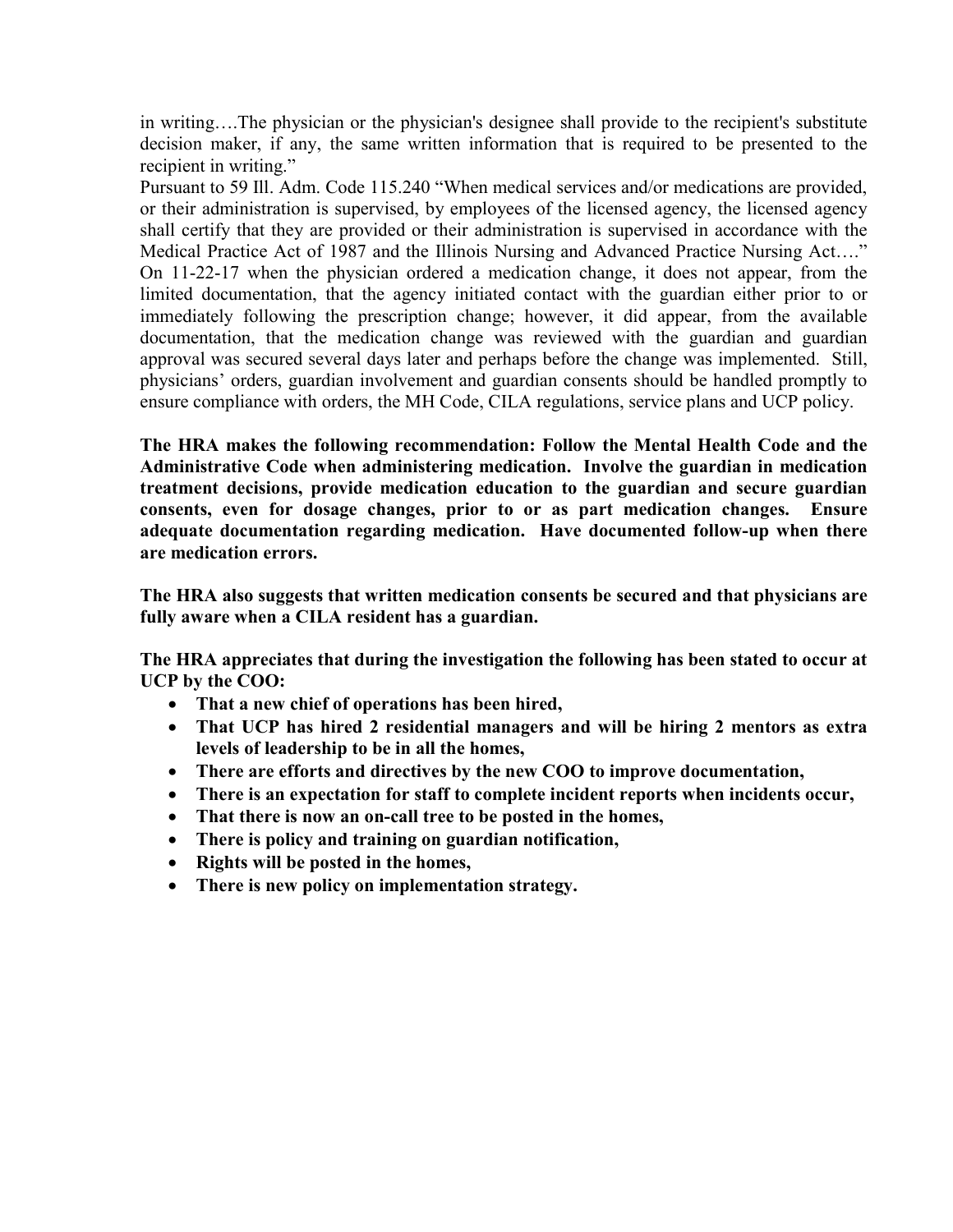in writing….The physician or the physician's designee shall provide to the recipient's substitute decision maker, if any, the same written information that is required to be presented to the recipient in writing."

Pursuant to 59 Ill. Adm. Code 115.240 "When medical services and/or medications are provided, or their administration is supervised, by employees of the licensed agency, the licensed agency shall certify that they are provided or their administration is supervised in accordance with the Medical Practice Act of 1987 and the Illinois Nursing and Advanced Practice Nursing Act…."

On 11-22-17 when the physician ordered a medication change, it does not appear, from the limited documentation, that the agency initiated contact with the guardian either prior to or immediately following the prescription change; however, it did appear, from the available documentation, that the medication change was reviewed with the guardian and guardian approval was secured several days later and perhaps before the change was implemented. Still, physicians' orders, guardian involvement and guardian consents should be handled promptly to ensure compliance with orders, the MH Code, CILA regulations, service plans and UCP policy.

**The HRA makes the following recommendation: Follow the Mental Health Code and the Administrative Code when administering medication. Involve the guardian in medication treatment decisions, provide medication education to the guardian and secure guardian consents, even for dosage changes, prior to or as part medication changes. Ensure adequate documentation regarding medication. Have documented follow-up when there are medication errors.**

**The HRA also suggests that written medication consents be secured and that physicians are fully aware when a CILA resident has a guardian.**

**The HRA appreciates that during the investigation the following has been stated to occur at UCP by the COO:**

- **That a new chief of operations has been hired,**
- **That UCP has hired 2 residential managers and will be hiring 2 mentors as extra levels of leadership to be in all the homes,**
- **There are efforts and directives by the new COO to improve documentation,**
- **There is an expectation for staff to complete incident reports when incidents occur,**
- **That there is now an on-call tree to be posted in the homes,**
- **There is policy and training on guardian notification,**
- **Rights will be posted in the homes,**
- **There is new policy on implementation strategy.**